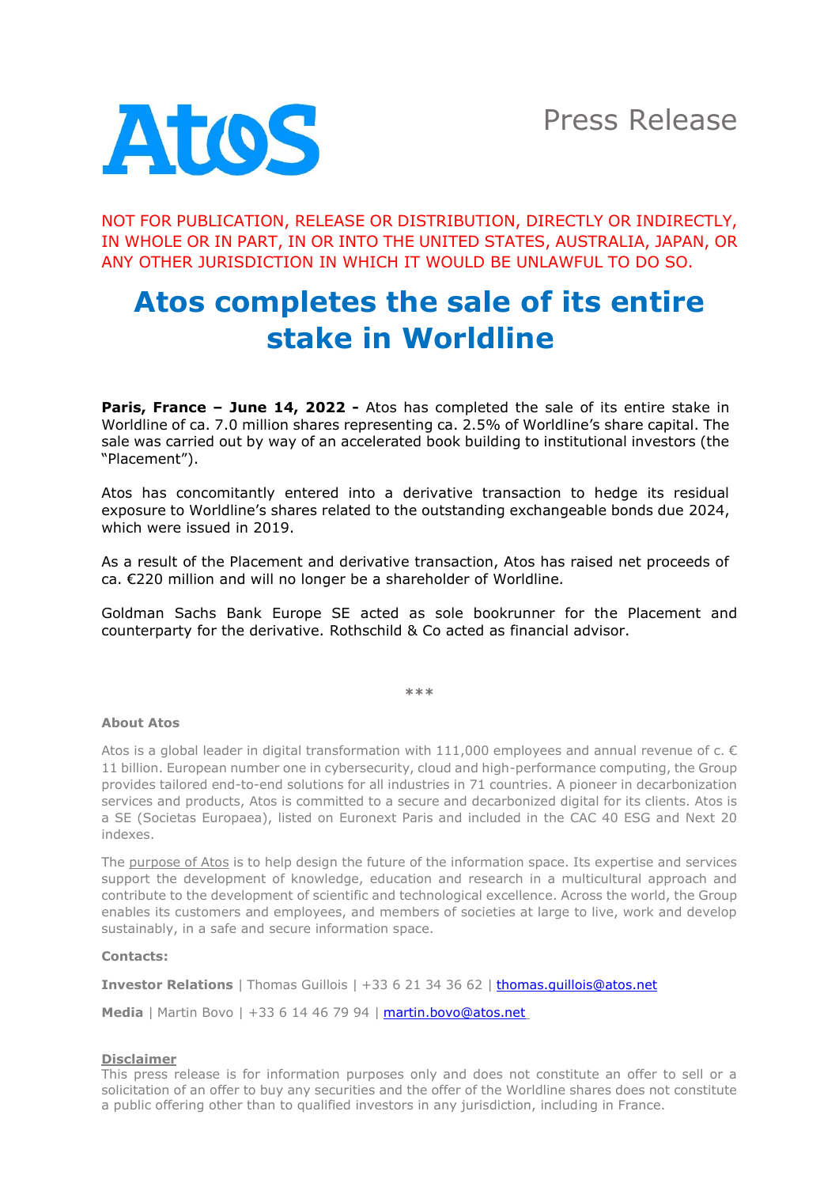Press Release

NOT FOR PUBLICATION, RELEASE OR DISTRIBUTION, DIRECTLY OR INDIRECTLY, IN WHOLE OR IN PART, IN OR INTO THE UNITED STATES, AUSTRALIA, JAPAN, OR ANY OTHER JURISDICTION IN WHICH IT WOULD BE UNLAWFUL TO DO SO.

# Atos completes the sale of its entire stake in Worldline

**Paris, France – June 14, 2022 -** Atos has completed the sale of its entire stake in Worldline of ca. 7.0 million shares representing ca. 2.5% of Worldline's share capital. The sale was carried out by way of an accelerated book building to institutional investors (the "Placement").

Atos has concomitantly entered into a derivative transaction to hedge its residual exposure to Worldline's shares related to the outstanding exchangeable bonds due 2024, which were issued in 2019.

As a result of the Placement and derivative transaction, Atos has raised net proceeds of ca. €220 million and will no longer be a shareholder of Worldline.

Goldman Sachs Bank Europe SE acted as sole bookrunner for the Placement and counterparty for the derivative. Rothschild & Co acted as financial advisor.

***

**About Atos**

Atos is a global leader in digital transformation with 111,000 employees and annual revenue of c. € 11 billion. European number one in cybersecurity, cloud and high-performance computing, the Group provides tailored end-to-end solutions for all industries in 71 countries. A pioneer in decarbonization services and products, Atos is committed to a secure and decarbonized digital for its clients. Atos is a SE (Societas Europaea), listed on Euronext Paris and included in the CAC 40 ESG and Next 20 indexes.

The purpose of Atos is to help design the future of the information space. Its expertise and services support the development of knowledge, education and research in a multicultural approach and contribute to the development of scientific and technological excellence. Across the world, the Group enables its customers and employees, and members of societies at large to live, work and develop sustainably, in a safe and secure information space.

**Contacts:**

**Investor Relations** | Thomas Guillois | +33 6 21 34 36 62 | thomas.guillois@atos.net

**Media** | Martin Bovo | +33 6 14 46 79 94 | martin.bovo@atos.net

**Disclaimer**

This press release is for information purposes only and does not constitute an offer to sell or a solicitation of an offer to buy any securities and the offer of the Worldline shares does not constitute a public offering other than to qualified investors in any jurisdiction, including in France.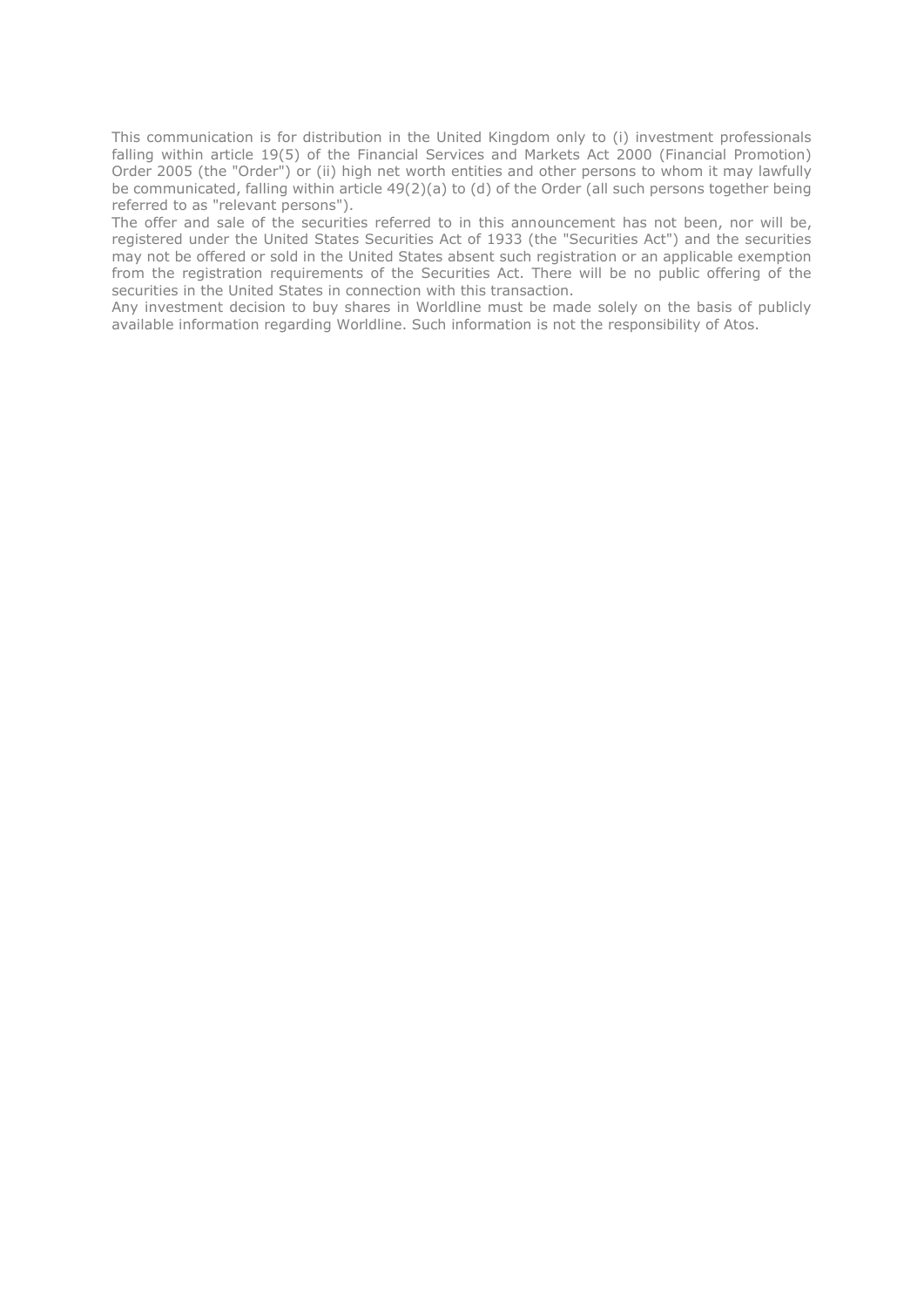This communication is for distribution in the United Kingdom only to (i) investment professionals falling within article 19(5) of the Financial Services and Markets Act 2000 (Financial Promotion) Order 2005 (the "Order") or (ii) high net worth entities and other persons to whom it may lawfully be communicated, falling within article 49(2)(a) to (d) of the Order (all such persons together being referred to as "relevant persons").

The offer and sale of the securities referred to in this announcement has not been, nor will be, registered under the United States Securities Act of 1933 (the "Securities Act") and the securities may not be offered or sold in the United States absent such registration or an applicable exemption from the registration requirements of the Securities Act. There will be no public offering of the securities in the United States in connection with this transaction.

Any investment decision to buy shares in Worldline must be made solely on the basis of publicly available information regarding Worldline. Such information is not the responsibility of Atos.